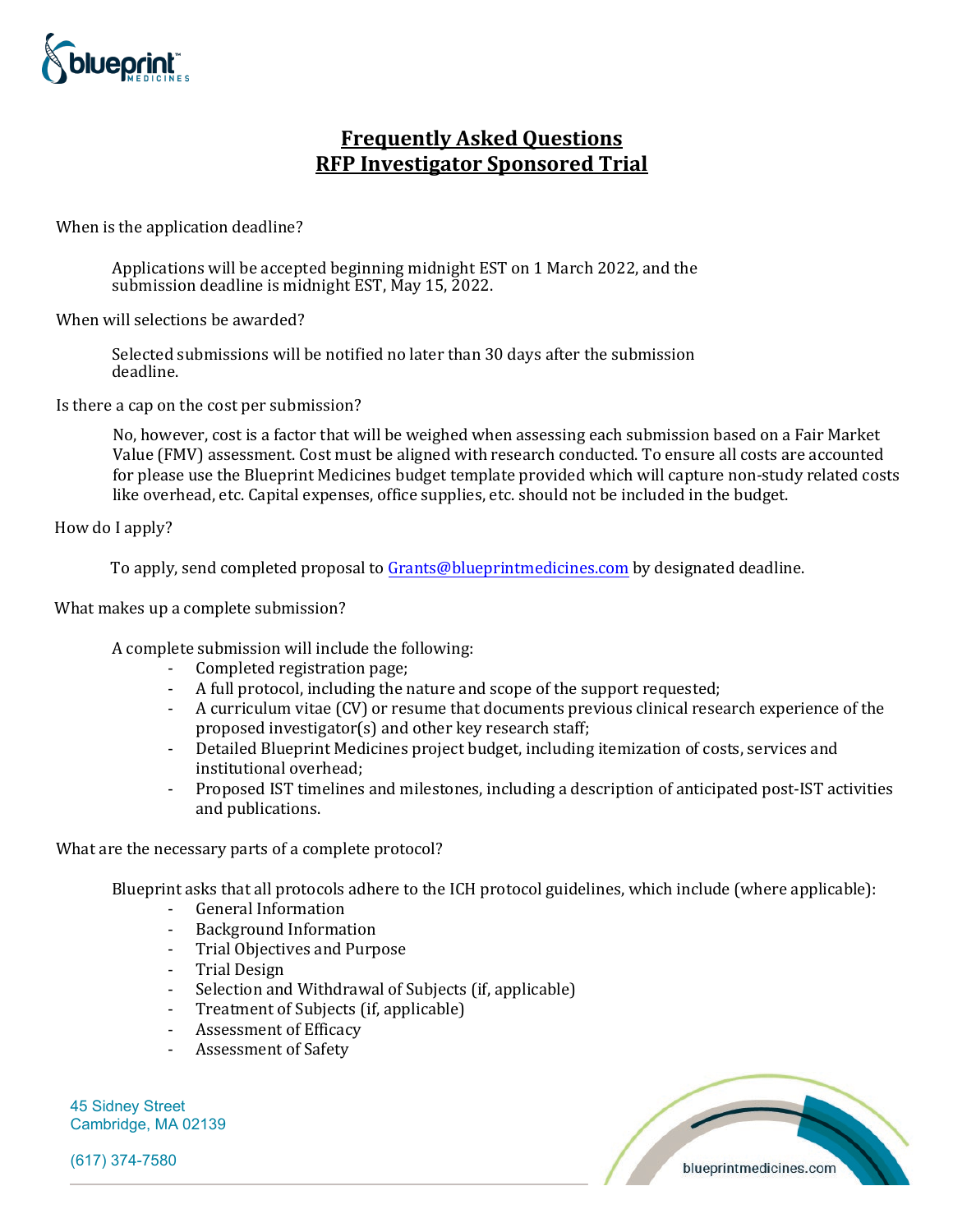# Frequently Asked Questions
# RFP Investigator Sponsored Trial

When is the application deadline?

Applications will be accepted beginning midnight EST on 1 March 2022, and the submission deadline is midnight EST, May 15, 2022.

When will selections be awarded?

Selected submissions will be notified no later than 30 days after the submission deadline.

Is there a cap on the cost per submission?

No, however, cost is a factor that will be weighed when assessing each submission based on a Fair Market Value (FMV) assessment. Cost must be aligned with research conducted. To ensure all costs are accounted for please use the Blueprint Medicines budget template provided which will capture non-study related costs like overhead, etc. Capital expenses, office supplies, etc. should not be included in the budget.

How do I apply?

To apply, send completed proposal to Grants@blueprintmedicines.com by designated deadline.

What makes up a complete submission?

A complete submission will include the following:

- Completed registration page;
- A full protocol, including the nature and scope of the support requested;
- A curriculum vitae (CV) or resume that documents previous clinical research experience of the proposed investigator(s) and other key research staff;
- Detailed Blueprint Medicines project budget, including itemization of costs, services and institutional overhead;
- Proposed IST timelines and milestones, including a description of anticipated post-IST activities and publications.

What are the necessary parts of a complete protocol?

Blueprint asks that all protocols adhere to the ICH protocol guidelines, which include (where applicable):

- General Information
- Background Information
- Trial Objectives and Purpose
- Trial Design
- Selection and Withdrawal of Subjects (if, applicable)
- Treatment of Subjects (if, applicable)
- Assessment of Efficacy
- Assessment of Safety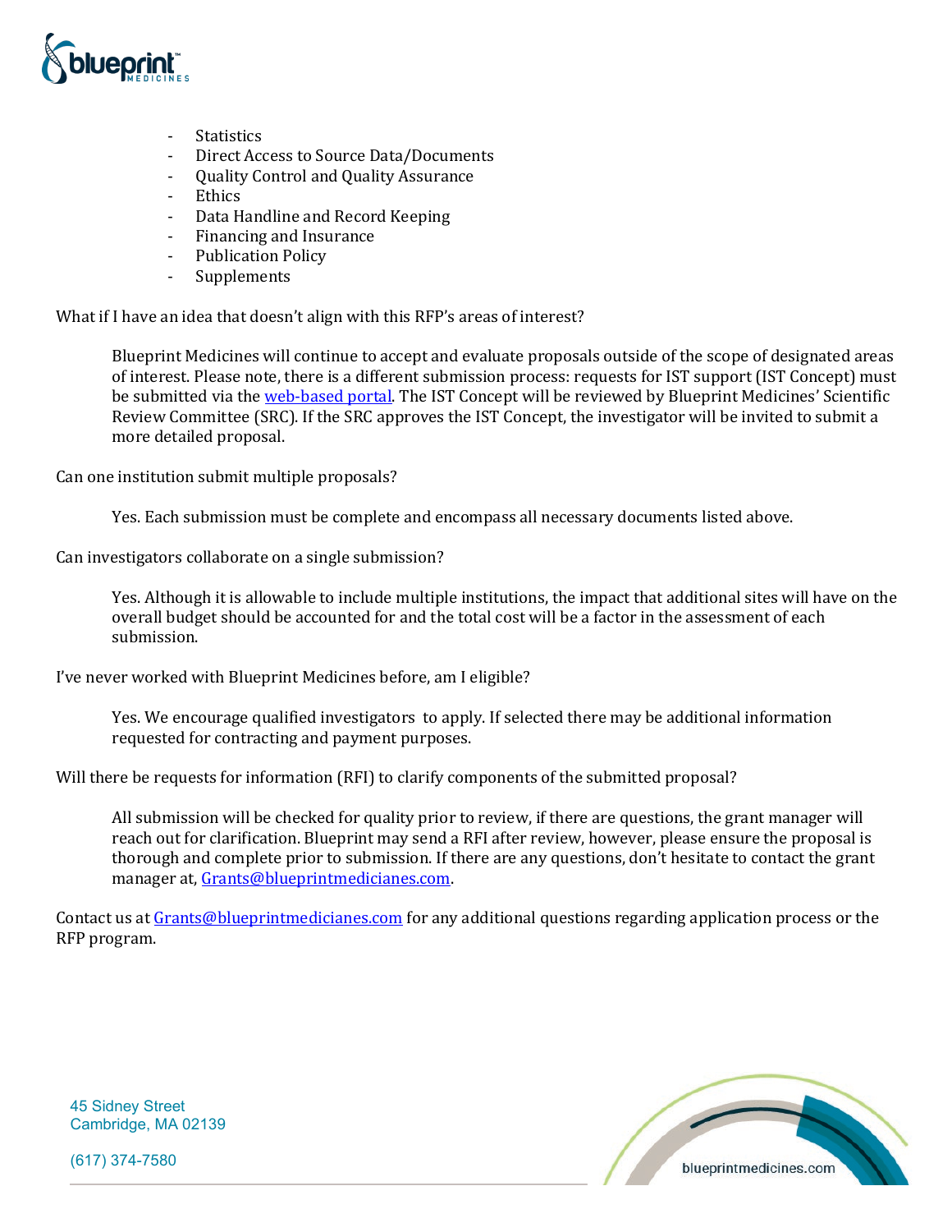- Statistics
- Direct Access to Source Data/Documents
- Quality Control and Quality Assurance
- Ethics
- Data Handline and Record Keeping
- Financing and Insurance
- Publication Policy
- Supplements

What if I have an idea that doesn't align with this RFP's areas of interest?

> Blueprint Medicines will continue to accept and evaluate proposals outside of the scope of designated areas of interest. Please note, there is a different submission process: requests for IST support (IST Concept) must be submitted via the web-based portal. The IST Concept will be reviewed by Blueprint Medicines' Scientific Review Committee (SRC). If the SRC approves the IST Concept, the investigator will be invited to submit a more detailed proposal.

Can one institution submit multiple proposals?

> Yes. Each submission must be complete and encompass all necessary documents listed above.

Can investigators collaborate on a single submission?

> Yes. Although it is allowable to include multiple institutions, the impact that additional sites will have on the overall budget should be accounted for and the total cost will be a factor in the assessment of each submission.

I've never worked with Blueprint Medicines before, am I eligible?

> Yes. We encourage qualified investigators to apply. If selected there may be additional information requested for contracting and payment purposes.

Will there be requests for information (RFI) to clarify components of the submitted proposal?

> All submission will be checked for quality prior to review, if there are questions, the grant manager will reach out for clarification. Blueprint may send a RFI after review, however, please ensure the proposal is thorough and complete prior to submission. If there are any questions, don't hesitate to contact the grant manager at, Grants@blueprintmedicianes.com.

Contact us at Grants@blueprintmedicianes.com for any additional questions regarding application process or the RFP program.